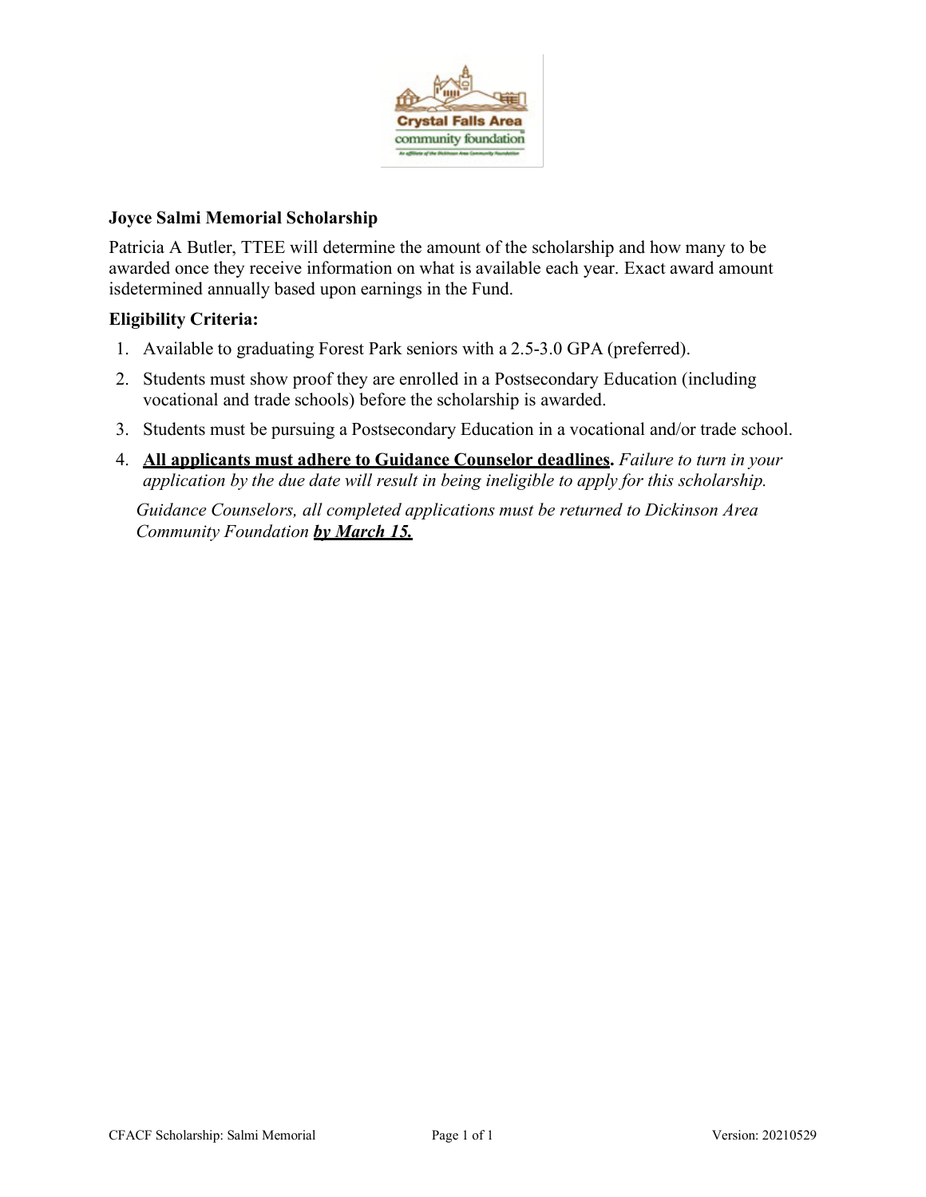## Joyce Salmi Memorial Scholarship

Patricia A Butler, TTEE will determine the amount of the scholarship and how many to be awarded once they receive information on what is available each year. Exact award amount isdetermined annually based upon earnings in the Fund.

**Eligibility Criteria:**

1. Available to graduating Forest Park seniors with a 2.5-3.0 GPA (preferred).
2. Students must show proof they are enrolled in a Postsecondary Education (including vocational and trade schools) before the scholarship is awarded.
3. Students must be pursuing a Postsecondary Education in a vocational and/or trade school.
4. **<u>All applicants must adhere to Guidance Counselor deadlines</u>.** *Failure to turn in your application by the due date will result in being ineligible to apply for this scholarship.*

   *Guidance Counselors, all completed applications must be returned to Dickinson Area Community Foundation* ***<u>by March 15.</u>***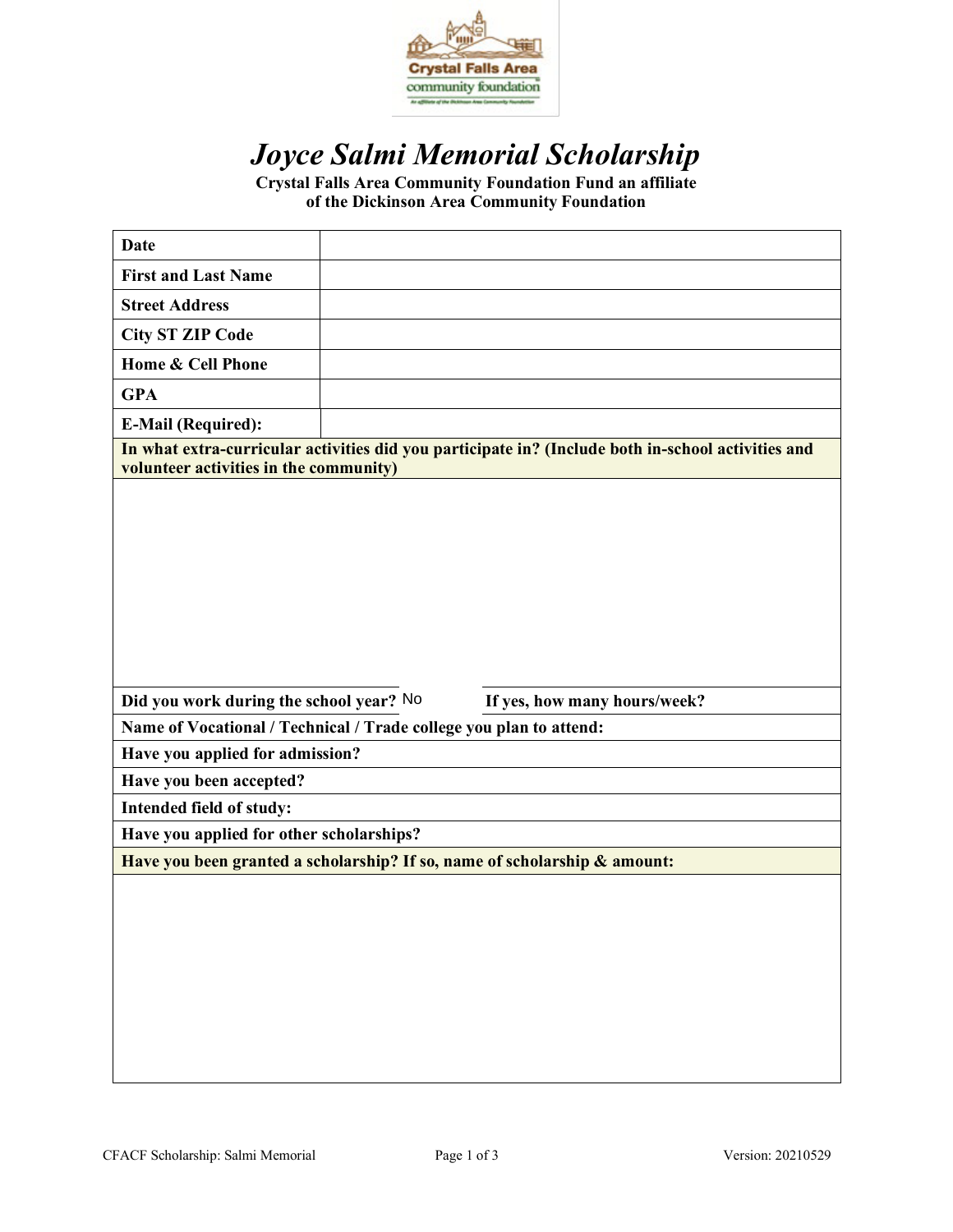# *Joyce Salmi Memorial Scholarship*

**Crystal Falls Area Community Foundation Fund an affiliate of the Dickinson Area Community Foundation**

| | |
|---|---|
| **Date** | |
| **First and Last Name** | |
| **Street Address** | |
| **City ST ZIP Code** | |
| **Home & Cell Phone** | |
| **GPA** | |
| **E-Mail (Required):** | |

**In what extra-curricular activities did you participate in? (Include both in-school activities and volunteer activities in the community)**

**Did you work during the school year?** No **If yes, how many hours/week?**

**Name of Vocational / Technical / Trade college you plan to attend:**

**Have you applied for admission?**

**Have you been accepted?**

**Intended field of study:**

**Have you applied for other scholarships?**

**Have you been granted a scholarship? If so, name of scholarship & amount:**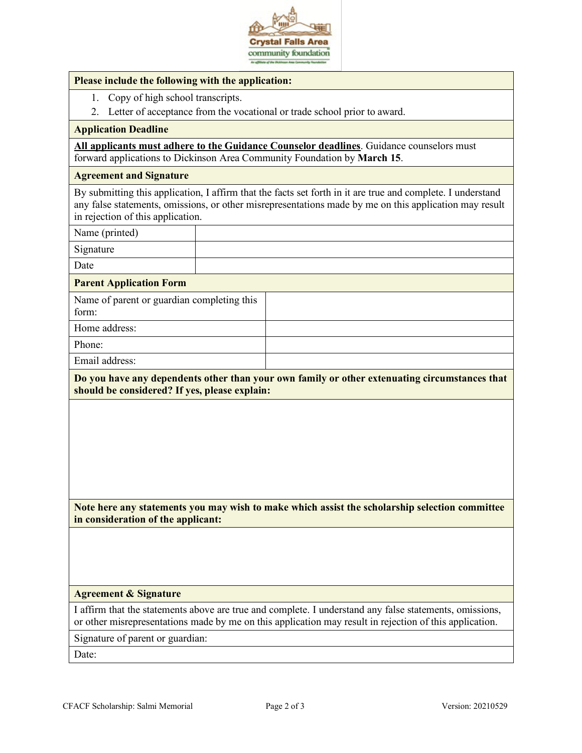**Please include the following with the application:**

1. Copy of high school transcripts.
2. Letter of acceptance from the vocational or trade school prior to award.

**Application Deadline**

**<u>All applicants must adhere to the Guidance Counselor deadlines</u>**. Guidance counselors must forward applications to Dickinson Area Community Foundation by **March 15**.

**Agreement and Signature**

By submitting this application, I affirm that the facts set forth in it are true and complete. I understand any false statements, omissions, or other misrepresentations made by me on this application may result in rejection of this application.

| Name (printed) | |
|---|---|
| Signature | |
| Date | |

**Parent Application Form**

| Name of parent or guardian completing this form: | |
|---|---|
| Home address: | |
| Phone: | |
| Email address: | |

**Do you have any dependents other than your own family or other extenuating circumstances that should be considered? If yes, please explain:**

**Note here any statements you may wish to make which assist the scholarship selection committee in consideration of the applicant:**

**Agreement & Signature**

I affirm that the statements above are true and complete. I understand any false statements, omissions, or other misrepresentations made by me on this application may result in rejection of this application.

Signature of parent or guardian:

Date: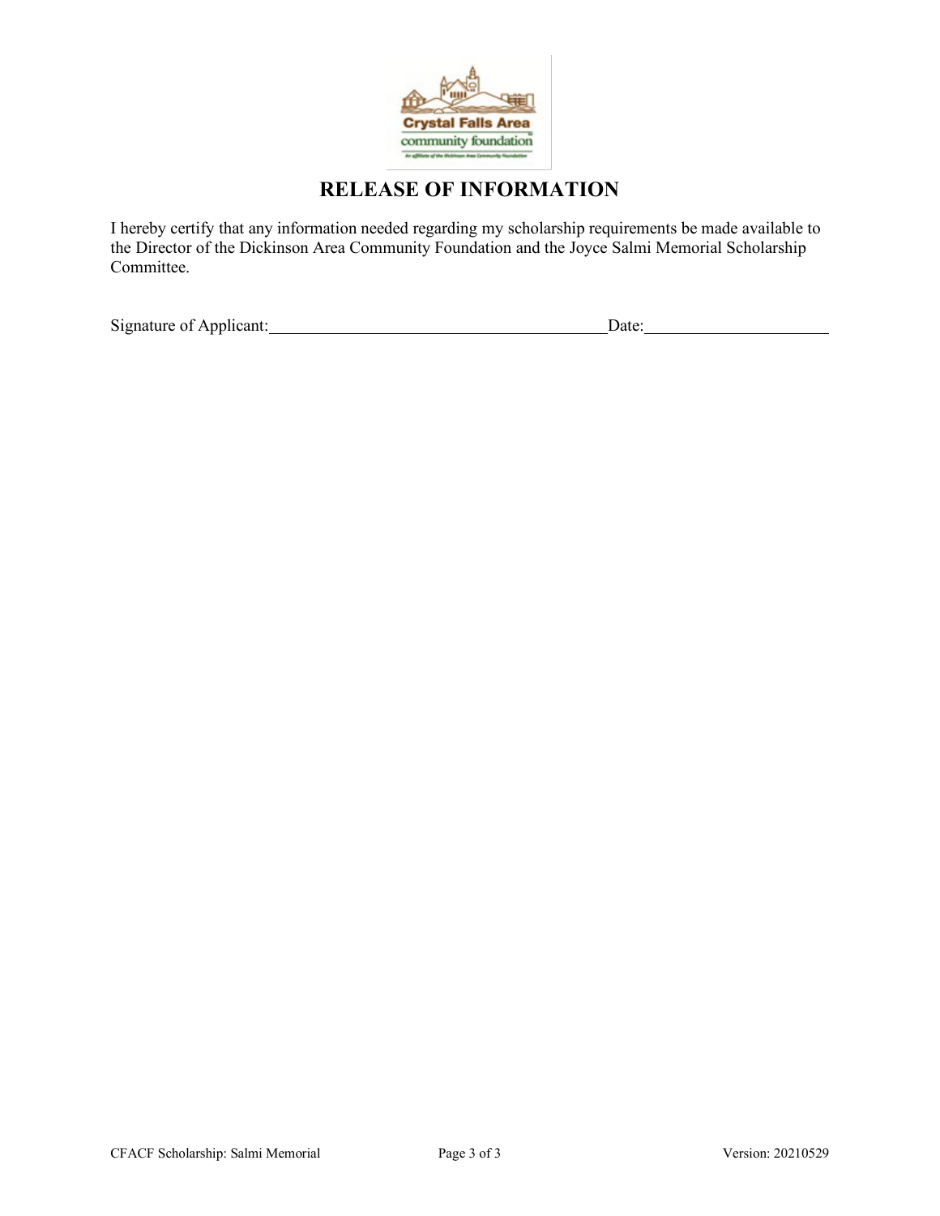# RELEASE OF INFORMATION

I hereby certify that any information needed regarding my scholarship requirements be made available to the Director of the Dickinson Area Community Foundation and the Joyce Salmi Memorial Scholarship Committee.

Signature of Applicant:\_\_\_\_\_\_\_\_\_\_\_\_\_\_\_\_\_\_\_\_\_\_\_\_\_\_\_\_\_\_\_\_\_\_\_\_\_\_\_\_Date:\_\_\_\_\_\_\_\_\_\_\_\_\_\_\_\_\_\_\_\_\_\_